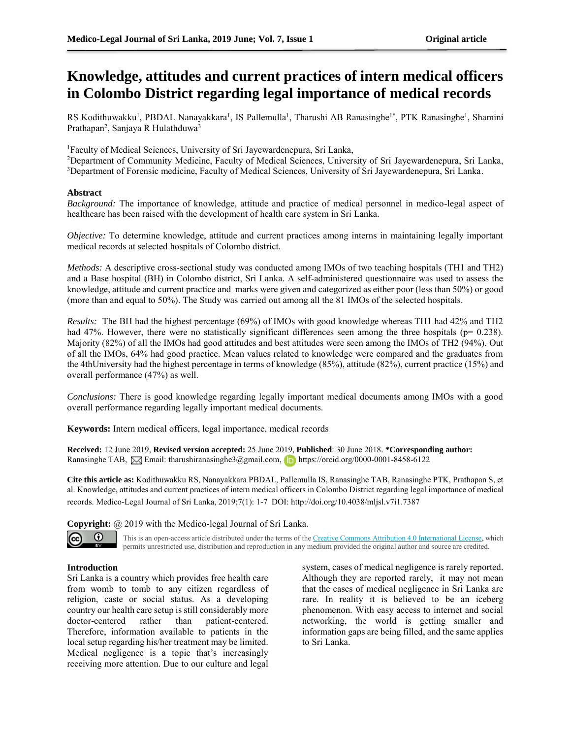# Knowledge, attitudes and current practices of intern medical officers in Colombo District regarding legal importance of medical records

RS Kodithuwakku[1], PBDAL Nanayakkara[1], IS Pallemulla[1], Tharushi AB Ranasinghe[1*], PTK Ranasinghe[1], Shamini Prathapan[2], Sanjaya R Hulathduwa[3]

[1]Faculty of Medical Sciences, University of Sri Jayewardenepura, Sri Lanka,
[2]Department of Community Medicine, Faculty of Medical Sciences, University of Sri Jayewardenepura, Sri Lanka,
[3]Department of Forensic medicine, Faculty of Medical Sciences, University of Sri Jayewardenepura, Sri Lanka.

## Abstract

*Background:* The importance of knowledge, attitude and practice of medical personnel in medico-legal aspect of healthcare has been raised with the development of health care system in Sri Lanka.

*Objective:* To determine knowledge, attitude and current practices among interns in maintaining legally important medical records at selected hospitals of Colombo district.

*Methods:* A descriptive cross-sectional study was conducted among IMOs of two teaching hospitals (TH1 and TH2) and a Base hospital (BH) in Colombo district, Sri Lanka. A self-administered questionnaire was used to assess the knowledge, attitude and current practice and marks were given and categorized as either poor (less than 50%) or good (more than and equal to 50%). The Study was carried out among all the 81 IMOs of the selected hospitals.

*Results:* The BH had the highest percentage (69%) of IMOs with good knowledge whereas TH1 had 42% and TH2 had 47%. However, there were no statistically significant differences seen among the three hospitals (p= 0.238). Majority (82%) of all the IMOs had good attitudes and best attitudes were seen among the IMOs of TH2 (94%). Out of all the IMOs, 64% had good practice. Mean values related to knowledge were compared and the graduates from the 4thUniversity had the highest percentage in terms of knowledge (85%), attitude (82%), current practice (15%) and overall performance (47%) as well.

*Conclusions:* There is good knowledge regarding legally important medical documents among IMOs with a good overall performance regarding legally important medical documents.

**Keywords:** Intern medical officers, legal importance, medical records

**Received:** 12 June 2019, **Revised version accepted:** 25 June 2019, **Published**: 30 June 2018. **\*Corresponding author:** Ranasinghe TAB, Email: tharushiranasinghe3@gmail.com, https://orcid.org/0000-0001-8458-6122

**Cite this article as:** Kodithuwakku RS, Nanayakkara PBDAL, Pallemulla IS, Ranasinghe TAB, Ranasinghe PTK, Prathapan S, et al. Knowledge, attitudes and current practices of intern medical officers in Colombo District regarding legal importance of medical records. Medico-Legal Journal of Sri Lanka, 2019;7(1): 1-7 DOI: http://doi.org/10.4038/mljsl.v7i1.7387

**Copyright:** @ 2019 with the Medico-legal Journal of Sri Lanka.

This is an open-access article distributed under the terms of the Creative Commons Attribution 4.0 International License, which permits unrestricted use, distribution and reproduction in any medium provided the original author and source are credited.

## Introduction

Sri Lanka is a country which provides free health care from womb to tomb to any citizen regardless of religion, caste or social status. As a developing country our health care setup is still considerably more doctor-centered rather than patient-centered. Therefore, information available to patients in the local setup regarding his/her treatment may be limited. Medical negligence is a topic that's increasingly receiving more attention. Due to our culture and legal system, cases of medical negligence is rarely reported. Although they are reported rarely, it may not mean that the cases of medical negligence in Sri Lanka are rare. In reality it is believed to be an iceberg phenomenon. With easy access to internet and social networking, the world is getting smaller and information gaps are being filled, and the same applies to Sri Lanka.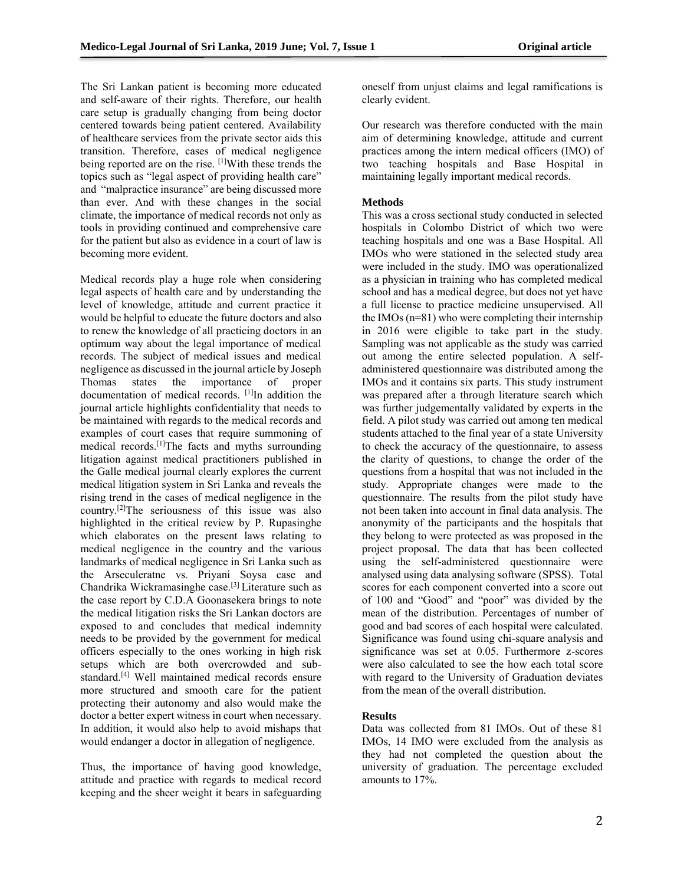The Sri Lankan patient is becoming more educated and self-aware of their rights. Therefore, our health care setup is gradually changing from being doctor centered towards being patient centered. Availability of healthcare services from the private sector aids this transition. Therefore, cases of medical negligence being reported are on the rise. [1]With these trends the topics such as "legal aspect of providing health care" and "malpractice insurance" are being discussed more than ever. And with these changes in the social climate, the importance of medical records not only as tools in providing continued and comprehensive care for the patient but also as evidence in a court of law is becoming more evident.

Medical records play a huge role when considering legal aspects of health care and by understanding the level of knowledge, attitude and current practice it would be helpful to educate the future doctors and also to renew the knowledge of all practicing doctors in an optimum way about the legal importance of medical records. The subject of medical issues and medical negligence as discussed in the journal article by Joseph Thomas states the importance of proper documentation of medical records. [1]In addition the journal article highlights confidentiality that needs to be maintained with regards to the medical records and examples of court cases that require summoning of medical records.[1]The facts and myths surrounding litigation against medical practitioners published in the Galle medical journal clearly explores the current medical litigation system in Sri Lanka and reveals the rising trend in the cases of medical negligence in the country.[2]The seriousness of this issue was also highlighted in the critical review by P. Rupasinghe which elaborates on the present laws relating to medical negligence in the country and the various landmarks of medical negligence in Sri Lanka such as the Arseculeratne vs. Priyani Soysa case and Chandrika Wickramasinghe case.[3] Literature such as the case report by C.D.A Goonasekera brings to note the medical litigation risks the Sri Lankan doctors are exposed to and concludes that medical indemnity needs to be provided by the government for medical officers especially to the ones working in high risk setups which are both overcrowded and sub-standard.[4] Well maintained medical records ensure more structured and smooth care for the patient protecting their autonomy and also would make the doctor a better expert witness in court when necessary. In addition, it would also help to avoid mishaps that would endanger a doctor in allegation of negligence.

Thus, the importance of having good knowledge, attitude and practice with regards to medical record keeping and the sheer weight it bears in safeguarding oneself from unjust claims and legal ramifications is clearly evident.

Our research was therefore conducted with the main aim of determining knowledge, attitude and current practices among the intern medical officers (IMO) of two teaching hospitals and Base Hospital in maintaining legally important medical records.

## Methods

This was a cross sectional study conducted in selected hospitals in Colombo District of which two were teaching hospitals and one was a Base Hospital. All IMOs who were stationed in the selected study area were included in the study. IMO was operationalized as a physician in training who has completed medical school and has a medical degree, but does not yet have a full license to practice medicine unsupervised. All the IMOs (n=81) who were completing their internship in 2016 were eligible to take part in the study. Sampling was not applicable as the study was carried out among the entire selected population. A self-administered questionnaire was distributed among the IMOs and it contains six parts. This study instrument was prepared after a through literature search which was further judgementally validated by experts in the field. A pilot study was carried out among ten medical students attached to the final year of a state University to check the accuracy of the questionnaire, to assess the clarity of questions, to change the order of the questions from a hospital that was not included in the study. Appropriate changes were made to the questionnaire. The results from the pilot study have not been taken into account in final data analysis. The anonymity of the participants and the hospitals that they belong to were protected as was proposed in the project proposal. The data that has been collected using the self-administered questionnaire were analysed using data analysing software (SPSS). Total scores for each component converted into a score out of 100 and "Good" and "poor" was divided by the mean of the distribution. Percentages of number of good and bad scores of each hospital were calculated. Significance was found using chi-square analysis and significance was set at 0.05. Furthermore z-scores were also calculated to see the how each total score with regard to the University of Graduation deviates from the mean of the overall distribution.

## Results

Data was collected from 81 IMOs. Out of these 81 IMOs, 14 IMO were excluded from the analysis as they had not completed the question about the university of graduation. The percentage excluded amounts to 17%.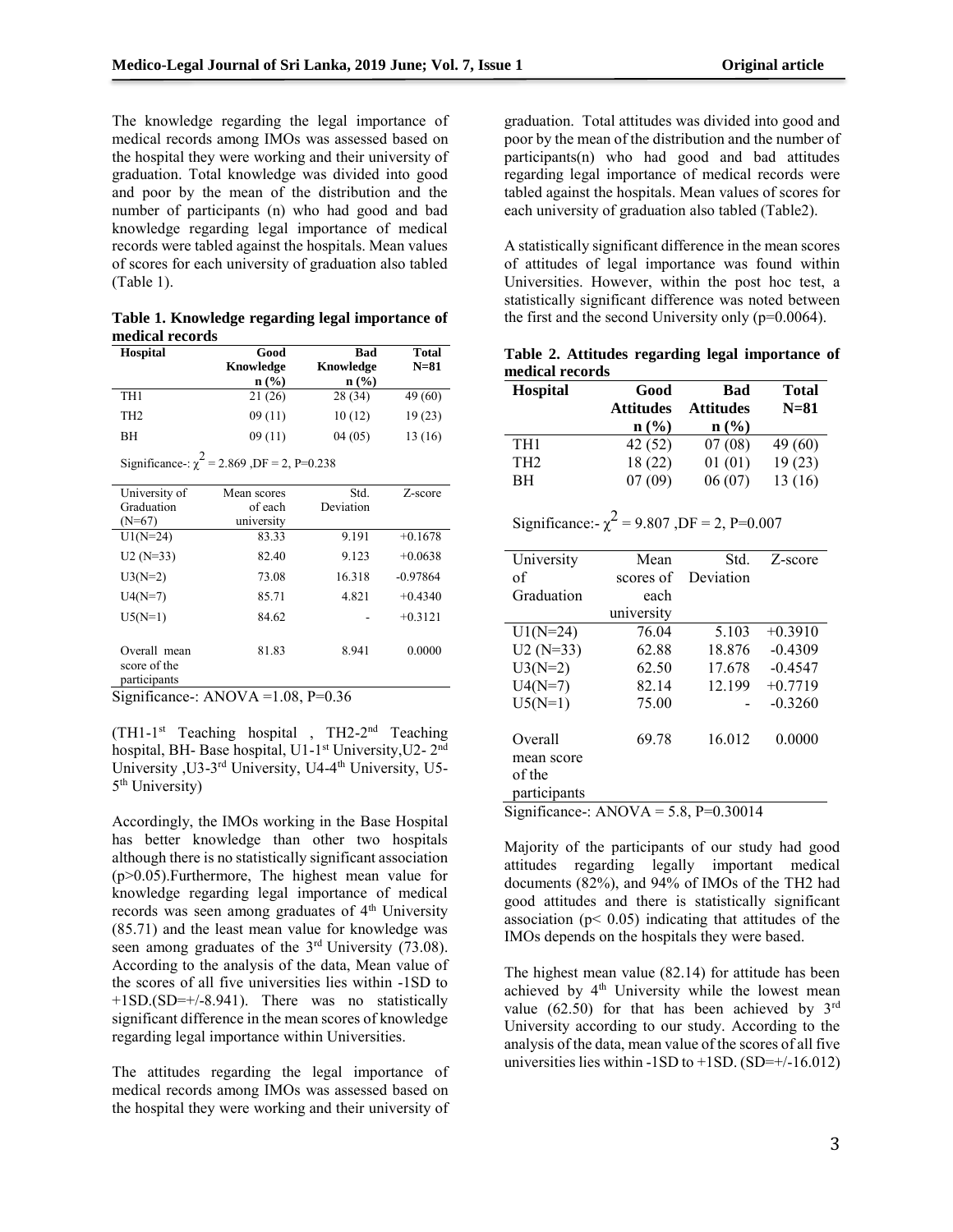The knowledge regarding the legal importance of medical records among IMOs was assessed based on the hospital they were working and their university of graduation. Total knowledge was divided into good and poor by the mean of the distribution and the number of participants (n) who had good and bad knowledge regarding legal importance of medical records were tabled against the hospitals. Mean values of scores for each university of graduation also tabled (Table 1).

**Table 1. Knowledge regarding legal importance of medical records**

| Hospital | Good Knowledge n (%) | Bad Knowledge n (%) | Total N=81 |
|---|---|---|---|
| TH1 | 21 (26) | 28 (34) | 49 (60) |
| TH2 | 09 (11) | 10 (12) | 19 (23) |
| BH | 09 (11) | 04 (05) | 13 (16) |

Significance-: $\chi^2 = 2.869$ ,DF = 2, P=0.238

| University of Graduation (N=67) | Mean scores of each university | Std. Deviation | Z-score |
|---|---|---|---|
| U1(N=24) | 83.33 | 9.191 | +0.1678 |
| U2 (N=33) | 82.40 | 9.123 | +0.0638 |
| U3(N=2) | 73.08 | 16.318 | -0.97864 |
| U4(N=7) | 85.71 | 4.821 | +0.4340 |
| U5(N=1) | 84.62 | - | +0.3121 |
| Overall mean score of the participants | 81.83 | 8.941 | 0.0000 |

Significance-: ANOVA =1.08, P=0.36

(TH1-1st Teaching hospital , TH2-2nd Teaching hospital, BH- Base hospital, U1-1st University,U2- 2nd University ,U3-3rd University, U4-4th University, U5-5th University)

Accordingly, the IMOs working in the Base Hospital has better knowledge than other two hospitals although there is no statistically significant association (p>0.05).Furthermore, The highest mean value for knowledge regarding legal importance of medical records was seen among graduates of 4th University (85.71) and the least mean value for knowledge was seen among graduates of the 3rd University (73.08). According to the analysis of the data, Mean value of the scores of all five universities lies within -1SD to +1SD.(SD=+/-8.941). There was no statistically significant difference in the mean scores of knowledge regarding legal importance within Universities.

The attitudes regarding the legal importance of medical records among IMOs was assessed based on the hospital they were working and their university of graduation. Total attitudes was divided into good and poor by the mean of the distribution and the number of participants(n) who had good and bad attitudes regarding legal importance of medical records were tabled against the hospitals. Mean values of scores for each university of graduation also tabled (Table2).

A statistically significant difference in the mean scores of attitudes of legal importance was found within Universities. However, within the post hoc test, a statistically significant difference was noted between the first and the second University only (p=0.0064).

**Table 2. Attitudes regarding legal importance of medical records**

| Hospital | Good Attitudes n (%) | Bad Attitudes n (%) | Total N=81 |
|---|---|---|---|
| TH1 | 42 (52) | 07 (08) | 49 (60) |
| TH2 | 18 (22) | 01 (01) | 19 (23) |
| BH | 07 (09) | 06 (07) | 13 (16) |

Significance:- $\chi^2 = 9.807$ ,DF = 2, P=0.007

| University of Graduation | Mean scores of each university | Std. Deviation | Z-score |
|---|---|---|---|
| U1(N=24) | 76.04 | 5.103 | +0.3910 |
| U2 (N=33) | 62.88 | 18.876 | -0.4309 |
| U3(N=2) | 62.50 | 17.678 | -0.4547 |
| U4(N=7) | 82.14 | 12.199 | +0.7719 |
| U5(N=1) | 75.00 | - | -0.3260 |
| Overall mean score of the participants | 69.78 | 16.012 | 0.0000 |

Significance-: ANOVA = 5.8, P=0.30014

Majority of the participants of our study had good attitudes regarding legally important medical documents (82%), and 94% of IMOs of the TH2 had good attitudes and there is statistically significant association (p< 0.05) indicating that attitudes of the IMOs depends on the hospitals they were based.

The highest mean value (82.14) for attitude has been achieved by 4th University while the lowest mean value (62.50) for that has been achieved by 3rd University according to our study. According to the analysis of the data, mean value of the scores of all five universities lies within -1SD to +1SD. (SD=+/-16.012)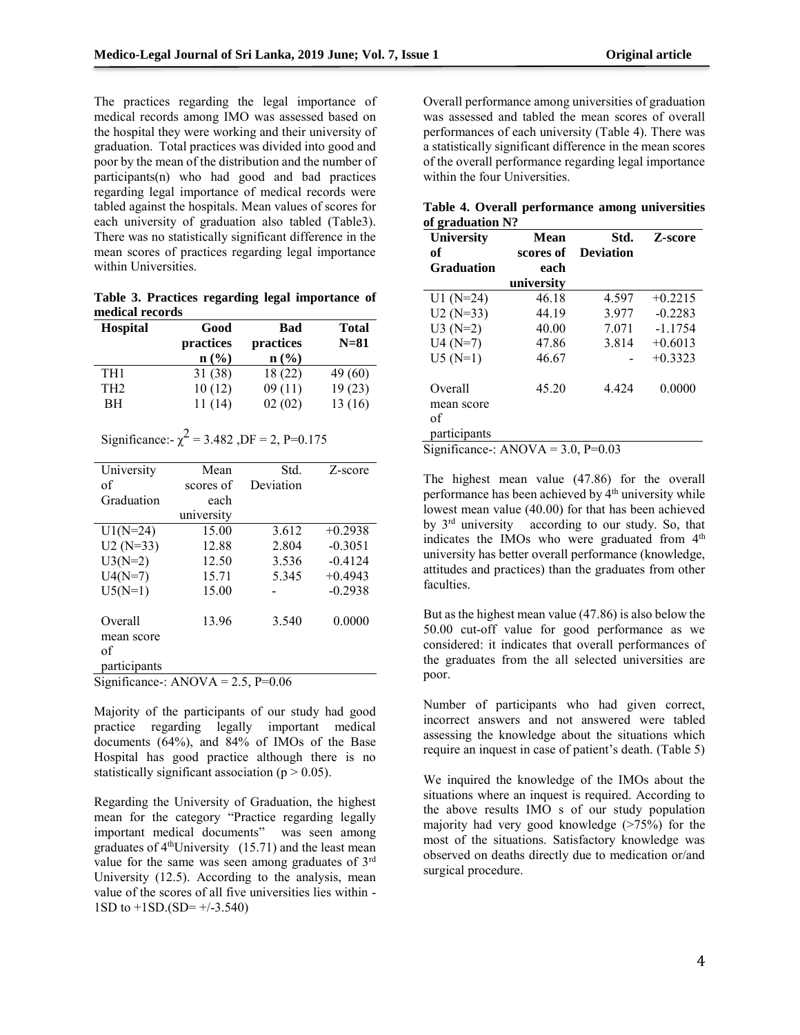The practices regarding the legal importance of medical records among IMO was assessed based on the hospital they were working and their university of graduation. Total practices was divided into good and poor by the mean of the distribution and the number of participants(n) who had good and bad practices regarding legal importance of medical records were tabled against the hospitals. Mean values of scores for each university of graduation also tabled (Table3). There was no statistically significant difference in the mean scores of practices regarding legal importance within Universities.

**Table 3. Practices regarding legal importance of medical records**

| Hospital | Good practices n (%) | Bad practices n (%) | Total N=81 |
|---|---|---|---|
| TH1 | 31 (38) | 18 (22) | 49 (60) |
| TH2 | 10 (12) | 09 (11) | 19 (23) |
| BH | 11 (14) | 02 (02) | 13 (16) |

Significance:- $\chi^2$ = 3.482 ,DF = 2, P=0.175

| University of Graduation | Mean scores of each university | Std. Deviation | Z-score |
|---|---|---|---|
| U1(N=24) | 15.00 | 3.612 | +0.2938 |
| U2 (N=33) | 12.88 | 2.804 | -0.3051 |
| U3(N=2) | 12.50 | 3.536 | -0.4124 |
| U4(N=7) | 15.71 | 5.345 | +0.4943 |
| U5(N=1) | 15.00 | - | -0.2938 |
| Overall mean score of participants | 13.96 | 3.540 | 0.0000 |

Significance-: ANOVA = 2.5, P=0.06

Majority of the participants of our study had good practice regarding legally important medical documents (64%), and 84% of IMOs of the Base Hospital has good practice although there is no statistically significant association (p > 0.05).

Regarding the University of Graduation, the highest mean for the category "Practice regarding legally important medical documents" was seen among graduates of 4thUniversity (15.71) and the least mean value for the same was seen among graduates of 3rd University (12.5). According to the analysis, mean value of the scores of all five universities lies within -1SD to +1SD.(SD= +/-3.540)

Overall performance among universities of graduation was assessed and tabled the mean scores of overall performances of each university (Table 4). There was a statistically significant difference in the mean scores of the overall performance regarding legal importance within the four Universities.

**Table 4. Overall performance among universities of graduation N?**

| University of Graduation | Mean scores of each university | Std. Deviation | Z-score |
|---|---|---|---|
| U1 (N=24) | 46.18 | 4.597 | +0.2215 |
| U2 (N=33) | 44.19 | 3.977 | -0.2283 |
| U3 (N=2) | 40.00 | 7.071 | -1.1754 |
| U4 (N=7) | 47.86 | 3.814 | +0.6013 |
| U5 (N=1) | 46.67 | - | +0.3323 |
| Overall mean score of participants | 45.20 | 4.424 | 0.0000 |

Significance-: ANOVA = 3.0, P=0.03

The highest mean value (47.86) for the overall performance has been achieved by 4th university while lowest mean value (40.00) for that has been achieved by 3rd university according to our study. So, that indicates the IMOs who were graduated from 4th university has better overall performance (knowledge, attitudes and practices) than the graduates from other faculties.

But as the highest mean value (47.86) is also below the 50.00 cut-off value for good performance as we considered: it indicates that overall performances of the graduates from the all selected universities are poor.

Number of participants who had given correct, incorrect answers and not answered were tabled assessing the knowledge about the situations which require an inquest in case of patient's death. (Table 5)

We inquired the knowledge of the IMOs about the situations where an inquest is required. According to the above results IMO s of our study population majority had very good knowledge (>75%) for the most of the situations. Satisfactory knowledge was observed on deaths directly due to medication or/and surgical procedure.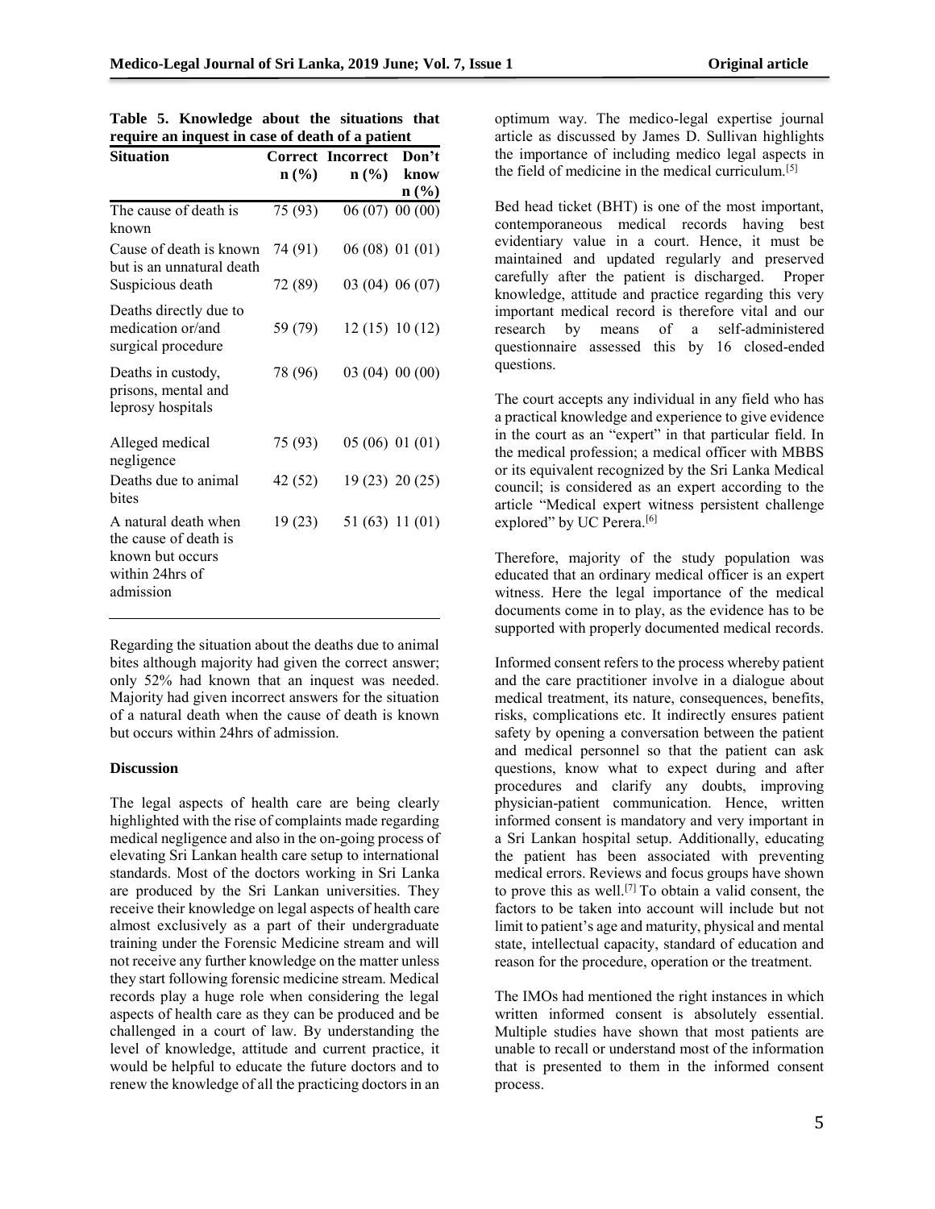**Table 5. Knowledge about the situations that require an inquest in case of death of a patient**

| Situation | Correct n (%) | Incorrect n (%) | Don't know n (%) |
|---|---|---|---|
| The cause of death is known | 75 (93) | 06 (07) | 00 (00) |
| Cause of death is known but is an unnatural death | 74 (91) | 06 (08) | 01 (01) |
| Suspicious death | 72 (89) | 03 (04) | 06 (07) |
| Deaths directly due to medication or/and surgical procedure | 59 (79) | 12 (15) | 10 (12) |
| Deaths in custody, prisons, mental and leprosy hospitals | 78 (96) | 03 (04) | 00 (00) |
| Alleged medical negligence | 75 (93) | 05 (06) | 01 (01) |
| Deaths due to animal bites | 42 (52) | 19 (23) | 20 (25) |
| A natural death when the cause of death is known but occurs within 24hrs of admission | 19 (23) | 51 (63) | 11 (01) |

Regarding the situation about the deaths due to animal bites although majority had given the correct answer; only 52% had known that an inquest was needed. Majority had given incorrect answers for the situation of a natural death when the cause of death is known but occurs within 24hrs of admission.

**Discussion**

The legal aspects of health care are being clearly highlighted with the rise of complaints made regarding medical negligence and also in the on-going process of elevating Sri Lankan health care setup to international standards. Most of the doctors working in Sri Lanka are produced by the Sri Lankan universities. They receive their knowledge on legal aspects of health care almost exclusively as a part of their undergraduate training under the Forensic Medicine stream and will not receive any further knowledge on the matter unless they start following forensic medicine stream. Medical records play a huge role when considering the legal aspects of health care as they can be produced and be challenged in a court of law. By understanding the level of knowledge, attitude and current practice, it would be helpful to educate the future doctors and to renew the knowledge of all the practicing doctors in an optimum way. The medico-legal expertise journal article as discussed by James D. Sullivan highlights the importance of including medico legal aspects in the field of medicine in the medical curriculum.[5]

Bed head ticket (BHT) is one of the most important, contemporaneous medical records having best evidentiary value in a court. Hence, it must be maintained and updated regularly and preserved carefully after the patient is discharged. Proper knowledge, attitude and practice regarding this very important medical record is therefore vital and our research by means of a self-administered questionnaire assessed this by 16 closed-ended questions.

The court accepts any individual in any field who has a practical knowledge and experience to give evidence in the court as an "expert" in that particular field. In the medical profession; a medical officer with MBBS or its equivalent recognized by the Sri Lanka Medical council; is considered as an expert according to the article "Medical expert witness persistent challenge explored" by UC Perera.[6]

Therefore, majority of the study population was educated that an ordinary medical officer is an expert witness. Here the legal importance of the medical documents come in to play, as the evidence has to be supported with properly documented medical records.

Informed consent refers to the process whereby patient and the care practitioner involve in a dialogue about medical treatment, its nature, consequences, benefits, risks, complications etc. It indirectly ensures patient safety by opening a conversation between the patient and medical personnel so that the patient can ask questions, know what to expect during and after procedures and clarify any doubts, improving physician-patient communication. Hence, written informed consent is mandatory and very important in a Sri Lankan hospital setup. Additionally, educating the patient has been associated with preventing medical errors. Reviews and focus groups have shown to prove this as well.[7] To obtain a valid consent, the factors to be taken into account will include but not limit to patient's age and maturity, physical and mental state, intellectual capacity, standard of education and reason for the procedure, operation or the treatment.

The IMOs had mentioned the right instances in which written informed consent is absolutely essential. Multiple studies have shown that most patients are unable to recall or understand most of the information that is presented to them in the informed consent process.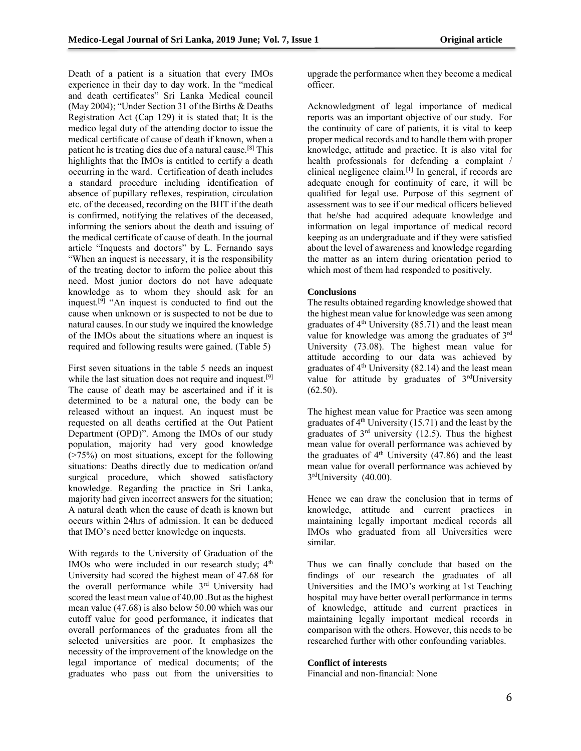Death of a patient is a situation that every IMOs experience in their day to day work. In the "medical and death certificates" Sri Lanka Medical council (May 2004); "Under Section 31 of the Births & Deaths Registration Act (Cap 129) it is stated that; It is the medico legal duty of the attending doctor to issue the medical certificate of cause of death if known, when a patient he is treating dies due of a natural cause.[8] This highlights that the IMOs is entitled to certify a death occurring in the ward. Certification of death includes a standard procedure including identification of absence of pupillary reflexes, respiration, circulation etc. of the deceased, recording on the BHT if the death is confirmed, notifying the relatives of the deceased, informing the seniors about the death and issuing of the medical certificate of cause of death. In the journal article "Inquests and doctors" by L. Fernando says "When an inquest is necessary, it is the responsibility of the treating doctor to inform the police about this need. Most junior doctors do not have adequate knowledge as to whom they should ask for an inquest.[9] "An inquest is conducted to find out the cause when unknown or is suspected to not be due to natural causes. In our study we inquired the knowledge of the IMOs about the situations where an inquest is required and following results were gained. (Table 5)

First seven situations in the table 5 needs an inquest while the last situation does not require and inquest.[9] The cause of death may be ascertained and if it is determined to be a natural one, the body can be released without an inquest. An inquest must be requested on all deaths certified at the Out Patient Department (OPD)". Among the IMOs of our study population, majority had very good knowledge (>75%) on most situations, except for the following situations: Deaths directly due to medication or/and surgical procedure, which showed satisfactory knowledge. Regarding the practice in Sri Lanka, majority had given incorrect answers for the situation; A natural death when the cause of death is known but occurs within 24hrs of admission. It can be deduced that IMO's need better knowledge on inquests.

With regards to the University of Graduation of the IMOs who were included in our research study; 4th University had scored the highest mean of 47.68 for the overall performance while 3rd University had scored the least mean value of 40.00 .But as the highest mean value (47.68) is also below 50.00 which was our cutoff value for good performance, it indicates that overall performances of the graduates from all the selected universities are poor. It emphasizes the necessity of the improvement of the knowledge on the legal importance of medical documents; of the graduates who pass out from the universities to upgrade the performance when they become a medical officer.

Acknowledgment of legal importance of medical reports was an important objective of our study. For the continuity of care of patients, it is vital to keep proper medical records and to handle them with proper knowledge, attitude and practice. It is also vital for health professionals for defending a complaint / clinical negligence claim.[1] In general, if records are adequate enough for continuity of care, it will be qualified for legal use. Purpose of this segment of assessment was to see if our medical officers believed that he/she had acquired adequate knowledge and information on legal importance of medical record keeping as an undergraduate and if they were satisfied about the level of awareness and knowledge regarding the matter as an intern during orientation period to which most of them had responded to positively.

### Conclusions

The results obtained regarding knowledge showed that the highest mean value for knowledge was seen among graduates of 4th University (85.71) and the least mean value for knowledge was among the graduates of 3rd University (73.08). The highest mean value for attitude according to our data was achieved by graduates of 4th University (82.14) and the least mean value for attitude by graduates of 3rdUniversity (62.50).

The highest mean value for Practice was seen among graduates of 4th University (15.71) and the least by the graduates of 3rd university (12.5). Thus the highest mean value for overall performance was achieved by the graduates of 4th University (47.86) and the least mean value for overall performance was achieved by 3rdUniversity (40.00).

Hence we can draw the conclusion that in terms of knowledge, attitude and current practices in maintaining legally important medical records all IMOs who graduated from all Universities were similar.

Thus we can finally conclude that based on the findings of our research the graduates of all Universities and the IMO's working at 1st Teaching hospital may have better overall performance in terms of knowledge, attitude and current practices in maintaining legally important medical records in comparison with the others. However, this needs to be researched further with other confounding variables.

### Conflict of interests

Financial and non-financial: None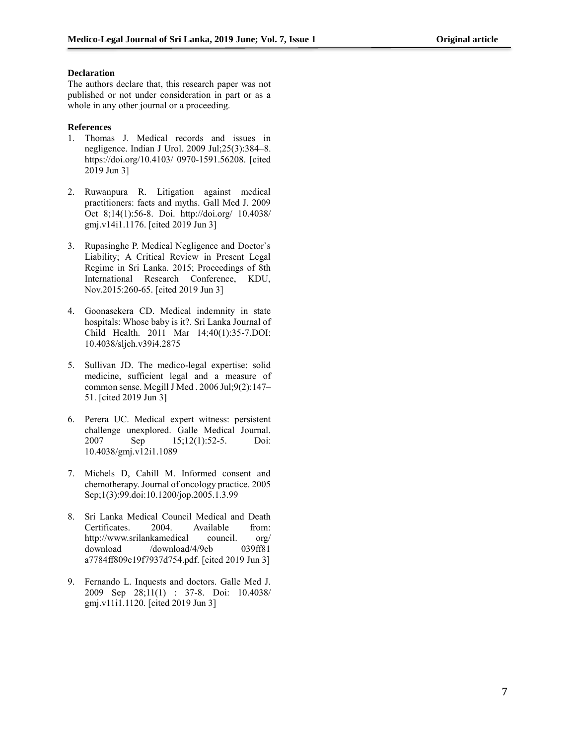**Declaration**

The authors declare that, this research paper was not published or not under consideration in part or as a whole in any other journal or a proceeding.

**References**

1. Thomas J. Medical records and issues in negligence. Indian J Urol. 2009 Jul;25(3):384–8. https://doi.org/10.4103/ 0970-1591.56208. [cited 2019 Jun 3]

2. Ruwanpura R. Litigation against medical practitioners: facts and myths. Gall Med J. 2009 Oct 8;14(1):56-8. Doi. http://doi.org/ 10.4038/ gmj.v14i1.1176. [cited 2019 Jun 3]

3. Rupasinghe P. Medical Negligence and Doctor`s Liability; A Critical Review in Present Legal Regime in Sri Lanka. 2015; Proceedings of 8th International Research Conference, KDU, Nov.2015:260-65. [cited 2019 Jun 3]

4. Goonasekera CD. Medical indemnity in state hospitals: Whose baby is it?. Sri Lanka Journal of Child Health. 2011 Mar 14;40(1):35-7.DOI: 10.4038/sljch.v39i4.2875

5. Sullivan JD. The medico-legal expertise: solid medicine, sufficient legal and a measure of common sense. Mcgill J Med . 2006 Jul;9(2):147–51. [cited 2019 Jun 3]

6. Perera UC. Medical expert witness: persistent challenge unexplored. Galle Medical Journal. 2007 Sep 15;12(1):52-5. Doi: 10.4038/gmj.v12i1.1089

7. Michels D, Cahill M. Informed consent and chemotherapy. Journal of oncology practice. 2005 Sep;1(3):99.doi:10.1200/jop.2005.1.3.99

8. Sri Lanka Medical Council Medical and Death Certificates. 2004. Available from: http://www.srilankamedical council. org/ download /download/4/9cb 039ff81 a7784ff809e19f7937d754.pdf. [cited 2019 Jun 3]

9. Fernando L. Inquests and doctors. Galle Med J. 2009 Sep 28;11(1) : 37-8. Doi: 10.4038/ gmj.v11i1.1120. [cited 2019 Jun 3]